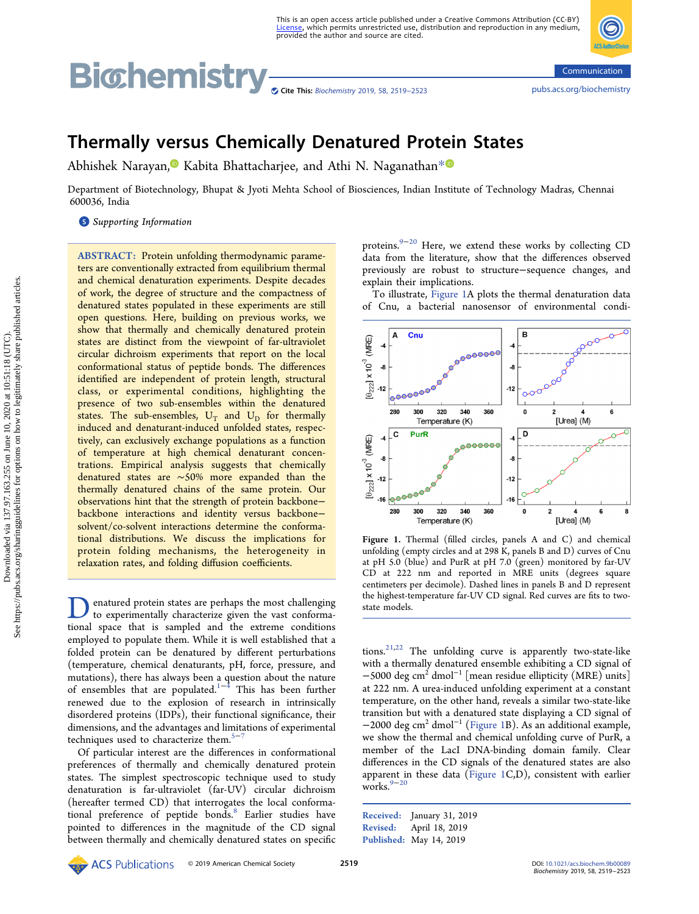# Thermally versus Chemically Denatured Protein States

Abhishek Narayan, Kabita Bhattacharjee, and Athi N. Naganathan*

Department of Biotechnology, Bhupat & Jyoti Mehta School of Biosciences, Indian Institute of Technology Madras, Chennai 600036, India

Supporting Information

**ABSTRACT:** Protein unfolding thermodynamic parameters are conventionally extracted from equilibrium thermal and chemical denaturation experiments. Despite decades of work, the degree of structure and the compactness of denatured states populated in these experiments are still open questions. Here, building on previous works, we show that thermally and chemically denatured protein states are distinct from the viewpoint of far-ultraviolet circular dichroism experiments that report on the local conformational status of peptide bonds. The differences identified are independent of protein length, structural class, or experimental conditions, highlighting the presence of two sub-ensembles within the denatured states. The sub-ensembles, $U_T$ and $U_D$ for thermally induced and denaturant-induced unfolded states, respectively, can exclusively exchange populations as a function of temperature at high chemical denaturant concentrations. Empirical analysis suggests that chemically denatured states are ∼50% more expanded than the thermally denatured chains of the same protein. Our observations hint that the strength of protein backbone–backbone interactions and identity versus backbone–solvent/co-solvent interactions determine the conformational distributions. We discuss the implications for protein folding mechanisms, the heterogeneity in relaxation rates, and folding diffusion coefficients.

Denatured protein states are perhaps the most challenging to experimentally characterize given the vast conformational space that is sampled and the extreme conditions employed to populate them. While it is well established that a folded protein can be denatured by different perturbations (temperature, chemical denaturants, pH, force, pressure, and mutations), there has always been a question about the nature of ensembles that are populated.[1−4] This has been further renewed due to the explosion of research in intrinsically disordered proteins (IDPs), their functional significance, their dimensions, and the advantages and limitations of experimental techniques used to characterize them.[5−7]

Of particular interest are the differences in conformational preferences of thermally and chemically denatured protein states. The simplest spectroscopic technique used to study denaturation is far-ultraviolet (far-UV) circular dichroism (hereafter termed CD) that interrogates the local conformational preference of peptide bonds.[8] Earlier studies have pointed to differences in the magnitude of the CD signal between thermally and chemically denatured states on specific proteins.[9−20] Here, we extend these works by collecting CD data from the literature, show that the differences observed previously are robust to structure−sequence changes, and explain their implications.

To illustrate, Figure 1A plots the thermal denaturation data of Cnu, a bacterial nanosensor of environmental conditions.[21,22] The unfolding curve is apparently two-state-like with a thermally denatured ensemble exhibiting a CD signal of −5000 deg cm$^2$ dmol$^{-1}$ [mean residue ellipticity (MRE) units] at 222 nm. A urea-induced unfolding experiment at a constant temperature, on the other hand, reveals a similar two-state-like transition but with a denatured state displaying a CD signal of −2000 deg cm$^2$ dmol$^{-1}$ (Figure 1B). As an additional example, we show the thermal and chemical unfolding curve of PurR, a member of the LacI DNA-binding domain family. Clear differences in the CD signals of the denatured states are also apparent in these data (Figure 1C,D), consistent with earlier works.[9−20]

Figure 1. Thermal (filled circles, panels A and C) and chemical unfolding (empty circles and at 298 K, panels B and D) curves of Cnu at pH 5.0 (blue) and PurR at pH 7.0 (green) monitored by far-UV CD at 222 nm and reported in MRE units (degrees square centimeters per decimole). Dashed lines in panels B and D represent the highest-temperature far-UV CD signal. Red curves are fits to two-state models.

Received: January 31, 2019
Revised: April 18, 2019
Published: May 14, 2019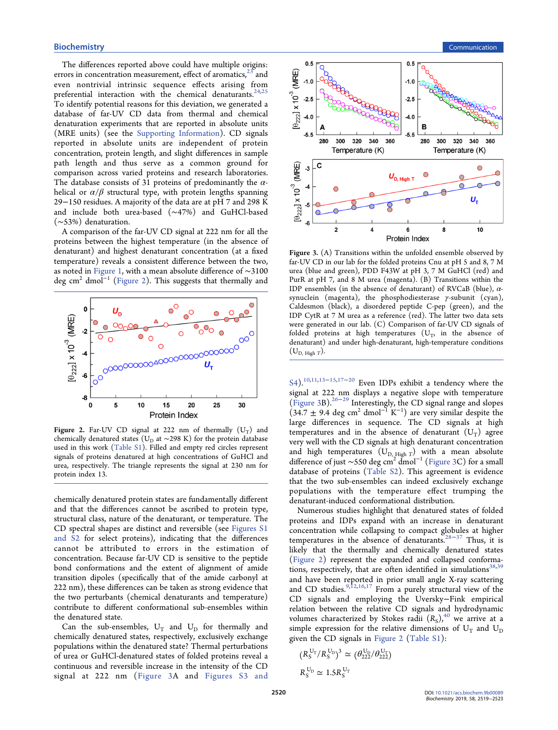The differences reported above could have multiple origins: errors in concentration measurement, effect of aromatics,[23] and even nontrivial intrinsic sequence effects arising from preferential interaction with the chemical denaturants.[24,25] To identify potential reasons for this deviation, we generated a database of far-UV CD data from thermal and chemical denaturation experiments that are reported in absolute units (MRE units) (see the Supporting Information). CD signals reported in absolute units are independent of protein concentration, protein length, and slight differences in sample path length and thus serve as a common ground for comparison across varied proteins and research laboratories. The database consists of 31 proteins of predominantly the α-helical or α/β structural type, with protein lengths spanning 29−150 residues. A majority of the data are at pH 7 and 298 K and include both urea-based (~47%) and GuHCl-based (~53%) denaturation.

A comparison of the far-UV CD signal at 222 nm for all the proteins between the highest temperature (in the absence of denaturant) and highest denaturant concentration (at a fixed temperature) reveals a consistent difference between the two, as noted in Figure 1, with a mean absolute difference of ~3100 deg cm$^2$ dmol$^{-1}$ (Figure 2). This suggests that thermally and chemically denatured protein states are fundamentally different and that the differences cannot be ascribed to protein type, structural class, nature of the denaturant, or temperature. The CD spectral shapes are distinct and reversible (see Figures S1 and S2 for select proteins), indicating that the differences cannot be attributed to errors in the estimation of concentration. Because far-UV CD is sensitive to the peptide bond conformations and the extent of alignment of amide transition dipoles (specifically that of the amide carbonyl at 222 nm), these differences can be taken as strong evidence that the two perturbants (chemical denaturants and temperature) contribute to different conformational sub-ensembles within the denatured state.

**Figure 2.** Far-UV CD signal at 222 nm of thermally ($U_T$) and chemically denatured states ($U_D$ at ~298 K) for the protein database used in this work (Table S1). Filled and empty red circles represent signals of proteins denatured at high concentrations of GuHCl and urea, respectively. The triangle represents the signal at 230 nm for protein index 13.

Can the sub-ensembles, $U_T$ and $U_D$ for thermally and chemically denatured states, respectively, exclusively exchange populations within the denatured state? Thermal perturbations of urea or GuHCl-denatured states of folded proteins reveal a continuous and reversible increase in the intensity of the CD signal at 222 nm (Figure 3A and Figures S3 and S4).[10,11,13−15,17−20] Even IDPs exhibit a tendency where the signal at 222 nm displays a negative slope with temperature (Figure 3B).[26−29] Interestingly, the CD signal range and slopes (34.7 ± 9.4 deg cm$^2$ dmol$^{-1}$ K$^{-1}$) are very similar despite the large differences in sequence. The CD signals at high temperatures and in the absence of denaturant ($U_T$) agree very well with the CD signals at high denaturant concentration and high temperatures ($U_{D,\,High\,T}$) with a mean absolute difference of just ~550 deg cm$^2$ dmol$^{-1}$ (Figure 3C) for a small database of proteins (Table S2). This agreement is evidence that the two sub-ensembles can indeed exclusively exchange populations with the temperature effect trumping the denaturant-induced conformational distribution.

**Figure 3.** (A) Transitions within the unfolded ensemble observed by far-UV CD in our lab for the folded proteins Cnu at pH 5 and 8, 7 M urea (blue and green), PDD F43W at pH 3, 7 M GuHCl (red) and PurR at pH 7, and 8 M urea (magenta). (B) Transitions within the IDP ensembles (in the absence of denaturant) of RVCaB (blue), α-synuclein (magenta), the phosphodiesterase γ-subunit (cyan), Caldesmon (black), a disordered peptide C-pep (green), and the IDP CytR at 7 M urea as a reference (red). The latter two data sets were generated in our lab. (C) Comparison of far-UV CD signals of folded proteins at high temperatures ($U_T$, in the absence of denaturant) and under high-denaturant, high-temperature conditions ($U_{D,\,High\,T}$).

Numerous studies highlight that denatured states of folded proteins and IDPs expand with an increase in denaturant concentration while collapsing to compact globules at higher temperatures in the absence of denaturants.[28−37] Thus, it is likely that the thermally and chemically denatured states (Figure 2) represent the expanded and collapsed conformations, respectively, that are often identified in simulations[38,39] and have been reported in prior small angle X-ray scattering and CD studies.[9,12,16,17] From a purely structural view of the CD signals and employing the Uversky−Fink empirical relation between the relative CD signals and hydrodynamic volumes characterized by Stokes radii ($R_S$),[40] we arrive at a simple expression for the relative dimensions of $U_T$ and $U_D$ given the CD signals in Figure 2 (Table S1):

$$(R_S^{U_T}/R_S^{U_D})^3 \simeq (\theta_{222}^{U_D}/\theta_{222}^{U_T})$$

$$R_S^{U_D} \simeq 1.5 R_S^{U_T}$$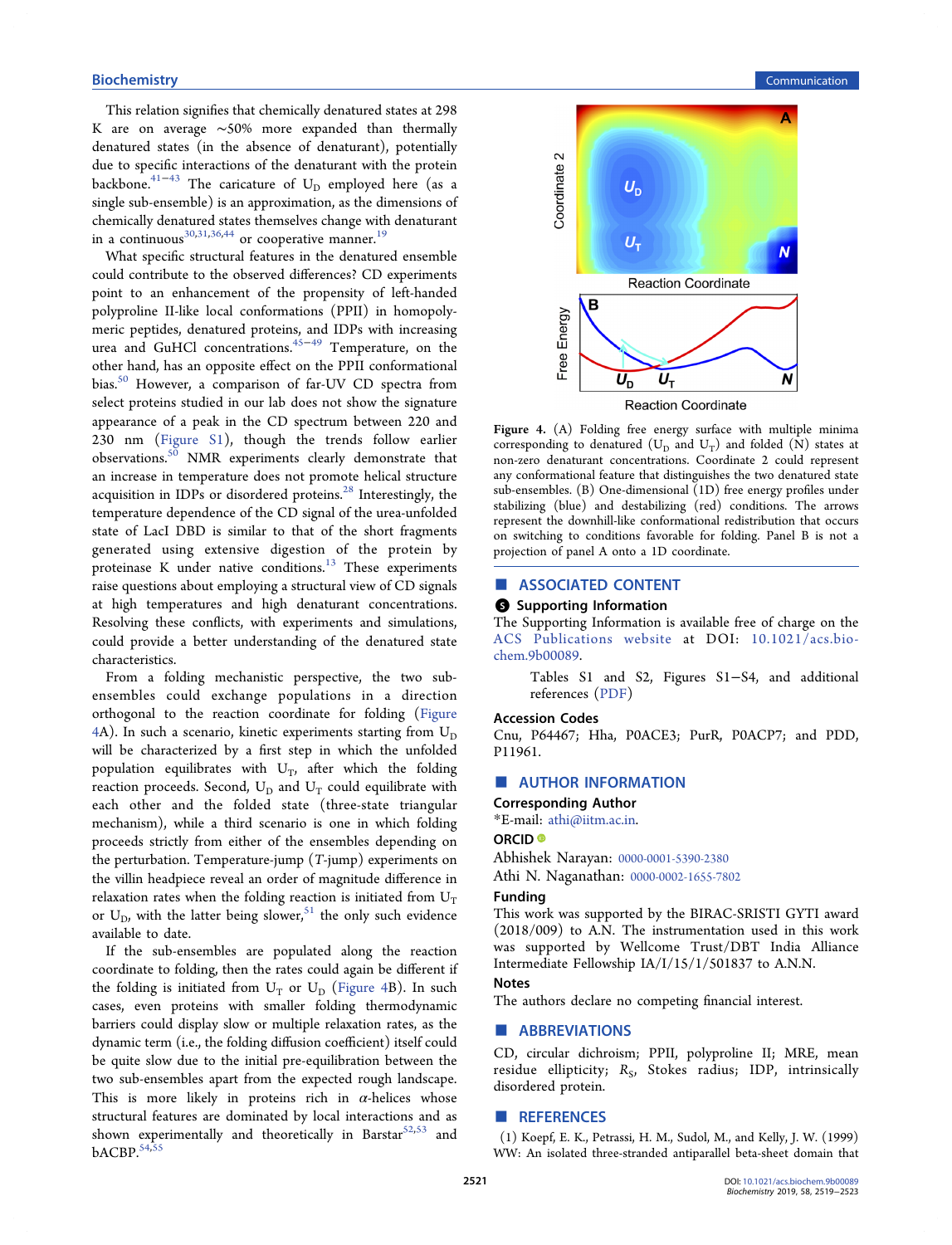This relation signifies that chemically denatured states at 298 K are on average ~50% more expanded than thermally denatured states (in the absence of denaturant), potentially due to specific interactions of the denaturant with the protein backbone.[41−43] The caricature of $U_D$ employed here (as a single sub-ensemble) is an approximation, as the dimensions of chemically denatured states themselves change with denaturant in a continuous[30,31,36,44] or cooperative manner.[19]

What specific structural features in the denatured ensemble could contribute to the observed differences? CD experiments point to an enhancement of the propensity of left-handed polyproline II-like local conformations (PPII) in homopolymeric peptides, denatured proteins, and IDPs with increasing urea and GuHCl concentrations.[45−49] Temperature, on the other hand, has an opposite effect on the PPII conformational bias.[50] However, a comparison of far-UV CD spectra from select proteins studied in our lab does not show the signature appearance of a peak in the CD spectrum between 220 and 230 nm (Figure S1), though the trends follow earlier observations.[50] NMR experiments clearly demonstrate that an increase in temperature does not promote helical structure acquisition in IDPs or disordered proteins.[28] Interestingly, the temperature dependence of the CD signal of the urea-unfolded state of LacI DBD is similar to that of the short fragments generated using extensive digestion of the protein by proteinase K under native conditions.[13] These experiments raise questions about employing a structural view of CD signals at high temperatures and high denaturant concentrations. Resolving these conflicts, with experiments and simulations, could provide a better understanding of the denatured state characteristics.

From a folding mechanistic perspective, the two sub-ensembles could exchange populations in a direction orthogonal to the reaction coordinate for folding (Figure 4A). In such a scenario, kinetic experiments starting from $U_D$ will be characterized by a first step in which the unfolded population equilibrates with $U_T$, after which the folding reaction proceeds. Second, $U_D$ and $U_T$ could equilibrate with each other and the folded state (three-state triangular mechanism), while a third scenario is one in which folding proceeds strictly from either of the ensembles depending on the perturbation. Temperature-jump (*T*-jump) experiments on the villin headpiece reveal an order of magnitude difference in relaxation rates when the folding reaction is initiated from $U_T$ or $U_D$, with the latter being slower,[51] the only such evidence available to date.

If the sub-ensembles are populated along the reaction coordinate to folding, then the rates could again be different if the folding is initiated from $U_T$ or $U_D$ (Figure 4B). In such cases, even proteins with smaller folding thermodynamic barriers could display slow or multiple relaxation rates, as the dynamic term (i.e., the folding diffusion coefficient) itself could be quite slow due to the initial pre-equilibration between the two sub-ensembles apart from the expected rough landscape. This is more likely in proteins rich in α-helices whose structural features are dominated by local interactions and as shown experimentally and theoretically in Barstar[52,53] and bACBP.[54,55]

**Figure 4.** (A) Folding free energy surface with multiple minima corresponding to denatured ($U_D$ and $U_T$) and folded (N) states at non-zero denaturant concentrations. Coordinate 2 could represent any conformational feature that distinguishes the two denatured state sub-ensembles. (B) One-dimensional (1D) free energy profiles under stabilizing (blue) and destabilizing (red) conditions. The arrows represent the downhill-like conformational redistribution that occurs on switching to conditions favorable for folding. Panel B is not a projection of panel A onto a 1D coordinate.

## ASSOCIATED CONTENT

### Supporting Information

The Supporting Information is available free of charge on the ACS Publications website at DOI: 10.1021/acs.biochem.9b00089.

Tables S1 and S2, Figures S1−S4, and additional references (PDF)

### Accession Codes

Cnu, P64467; Hha, P0ACE3; PurR, P0ACP7; and PDD, P11961.

## AUTHOR INFORMATION

### Corresponding Author

*E-mail: athi@iitm.ac.in.

### ORCID

Abhishek Narayan: 0000-0001-5390-2380

Athi N. Naganathan: 0000-0002-1655-7802

### Funding

This work was supported by the BIRAC-SRISTI GYTI award (2018/009) to A.N. The instrumentation used in this work was supported by Wellcome Trust/DBT India Alliance Intermediate Fellowship IA/I/15/1/501837 to A.N.N.

### Notes

The authors declare no competing financial interest.

## ABBREVIATIONS

CD, circular dichroism; PPII, polyproline II; MRE, mean residue ellipticity; $R_S$, Stokes radius; IDP, intrinsically disordered protein.

## REFERENCES

(1) Koepf, E. K., Petrassi, H. M., Sudol, M., and Kelly, J. W. (1999) WW: An isolated three-stranded antiparallel beta-sheet domain that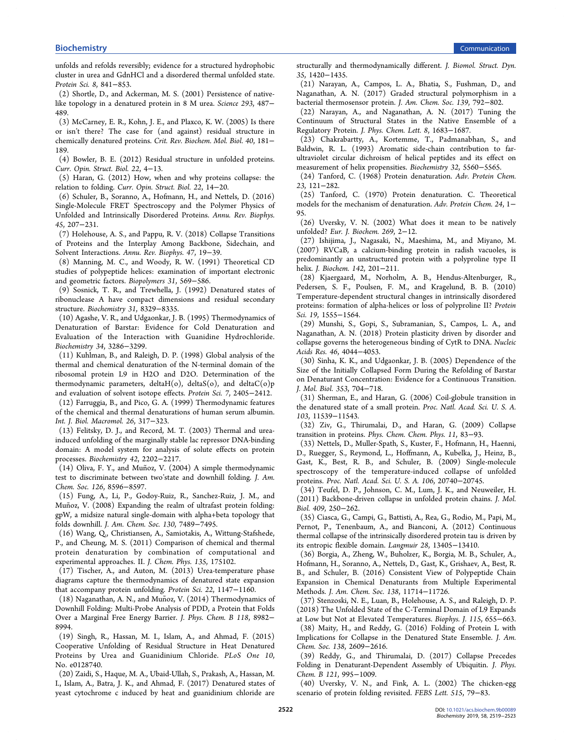unfolds and refolds reversibly; evidence for a structured hydrophobic cluster in urea and GdnHCl and a disordered thermal unfolded state. *Protein Sci. 8*, 841−853.

(2) Shortle, D., and Ackerman, M. S. (2001) Persistence of native-like topology in a denatured protein in 8 M urea. *Science 293*, 487−489.

(3) McCarney, E. R., Kohn, J. E., and Plaxco, K. W. (2005) Is there or isn't there? The case for (and against) residual structure in chemically denatured proteins. *Crit. Rev. Biochem. Mol. Biol. 40*, 181−189.

(4) Bowler, B. E. (2012) Residual structure in unfolded proteins. *Curr. Opin. Struct. Biol. 22*, 4−13.

(5) Haran, G. (2012) How, when and why proteins collapse: the relation to folding. *Curr. Opin. Struct. Biol. 22*, 14−20.

(6) Schuler, B., Soranno, A., Hofmann, H., and Nettels, D. (2016) Single-Molecule FRET Spectroscopy and the Polymer Physics of Unfolded and Intrinsically Disordered Proteins. *Annu. Rev. Biophys. 45*, 207−231.

(7) Holehouse, A. S., and Pappu, R. V. (2018) Collapse Transitions of Proteins and the Interplay Among Backbone, Sidechain, and Solvent Interactions. *Annu. Rev. Biophys. 47*, 19−39.

(8) Manning, M. C., and Woody, R. W. (1991) Theoretical CD studies of polypeptide helices: examination of important electronic and geometric factors. *Biopolymers 31*, 569−586.

(9) Sosnick, T. R., and Trewhella, J. (1992) Denatured states of ribonuclease A have compact dimensions and residual secondary structure. *Biochemistry 31*, 8329−8335.

(10) Agashe, V. R., and Udgaonkar, J. B. (1995) Thermodynamics of Denaturation of Barstar: Evidence for Cold Denaturation and Evaluation of the Interaction with Guanidine Hydrochloride. *Biochemistry 34*, 3286−3299.

(11) Kuhlman, B., and Raleigh, D. P. (1998) Global analysis of the thermal and chemical denaturation of the N-terminal domain of the ribosomal protein L9 in H2O and D2O. Determination of the thermodynamic parameters, deltaH(o), deltaS(o), and deltaC(o)p and evaluation of solvent isotope effects. *Protein Sci. 7*, 2405−2412.

(12) Farruggia, B., and Pico, G. A. (1999) Thermodynamic features of the chemical and thermal denaturations of human serum albumin. *Int. J. Biol. Macromol. 26*, 317−323.

(13) Felitsky, D. J., and Record, M. T. (2003) Thermal and urea-induced unfolding of the marginally stable lac repressor DNA-binding domain: A model system for analysis of solute effects on protein processes. *Biochemistry 42*, 2202−2217.

(14) Oliva, F. Y., and Muñoz, V. (2004) A simple thermodynamic test to discriminate between two'state and downhill folding. *J. Am. Chem. Soc. 126*, 8596−8597.

(15) Fung, A., Li, P., Godoy-Ruiz, R., Sanchez-Ruiz, J. M., and Muñoz, V. (2008) Expanding the realm of ultrafast protein folding: gpW, a midsize natural single-domain with alpha+beta topology that folds downhill. *J. Am. Chem. Soc. 130*, 7489−7495.

(16) Wang, Q., Christiansen, A., Samiotakis, A., Wittung-Stafshede, P., and Cheung, M. S. (2011) Comparison of chemical and thermal protein denaturation by combination of computational and experimental approaches. II. *J. Chem. Phys. 135*, 175102.

(17) Tischer, A., and Auton, M. (2013) Urea-temperature phase diagrams capture the thermodynamics of denatured state expansion that accompany protein unfolding. *Protein Sci. 22*, 1147−1160.

(18) Naganathan, A. N., and Muñoz, V. (2014) Thermodynamics of Downhill Folding: Multi-Probe Analysis of PDD, a Protein that Folds Over a Marginal Free Energy Barrier. *J. Phys. Chem. B 118*, 8982−8994.

(19) Singh, R., Hassan, M. I., Islam, A., and Ahmad, F. (2015) Cooperative Unfolding of Residual Structure in Heat Denatured Proteins by Urea and Guanidinium Chloride. *PLoS One 10*, No. e0128740.

(20) Zaidi, S., Haque, M. A., Ubaid-Ullah, S., Prakash, A., Hassan, M. I., Islam, A., Batra, J. K., and Ahmad, F. (2017) Denatured states of yeast cytochrome c induced by heat and guanidinium chloride are structurally and thermodynamically different. *J. Biomol. Struct. Dyn. 35*, 1420−1435.

(21) Narayan, A., Campos, L. A., Bhatia, S., Fushman, D., and Naganathan, A. N. (2017) Graded structural polymorphism in a bacterial thermosensor protein. *J. Am. Chem. Soc. 139*, 792−802.

(22) Narayan, A., and Naganathan, A. N. (2017) Tuning the Continuum of Structural States in the Native Ensemble of a Regulatory Protein. *J. Phys. Chem. Lett. 8*, 1683−1687.

(23) Chakrabartty, A., Kortemme, T., Padmanabhan, S., and Baldwin, R. L. (1993) Aromatic side-chain contribution to far-ultraviolet circular dichroism of helical peptides and its effect on measurement of helix propensities. *Biochemistry 32*, 5560−5565.

(24) Tanford, C. (1968) Protein denaturation. *Adv. Protein Chem. 23*, 121−282.

(25) Tanford, C. (1970) Protein denaturation. C. Theoretical models for the mechanism of denaturation. *Adv. Protein Chem. 24*, 1−95.

(26) Uversky, V. N. (2002) What does it mean to be natively unfolded? *Eur. J. Biochem. 269*, 2−12.

(27) Ishijima, J., Nagasaki, N., Maeshima, M., and Miyano, M. (2007) RVCaB, a calcium-binding protein in radish vacuoles, is predominantly an unstructured protein with a polyproline type II helix. *J. Biochem. 142*, 201−211.

(28) Kjaergaard, M., Norholm, A. B., Hendus-Altenburger, R., Pedersen, S. F., Poulsen, F. M., and Kragelund, B. B. (2010) Temperature-dependent structural changes in intrinsically disordered proteins: formation of alpha-helices or loss of polyproline II? *Protein Sci. 19*, 1555−1564.

(29) Munshi, S., Gopi, S., Subramanian, S., Campos, L. A., and Naganathan, A. N. (2018) Protein plasticity driven by disorder and collapse governs the heterogeneous binding of CytR to DNA. *Nucleic Acids Res. 46*, 4044−4053.

(30) Sinha, K. K., and Udgaonkar, J. B. (2005) Dependence of the Size of the Initially Collapsed Form During the Refolding of Barstar on Denaturant Concentration: Evidence for a Continuous Transition. *J. Mol. Biol. 353*, 704−718.

(31) Sherman, E., and Haran, G. (2006) Coil-globule transition in the denatured state of a small protein. *Proc. Natl. Acad. Sci. U. S. A. 103*, 11539−11543.

(32) Ziv, G., Thirumalai, D., and Haran, G. (2009) Collapse transition in proteins. *Phys. Chem. Chem. Phys. 11*, 83−93.

(33) Nettels, D., Muller-Spath, S., Kuster, F., Hofmann, H., Haenni, D., Ruegger, S., Reymond, L., Hoffmann, A., Kubelka, J., Heinz, B., Gast, K., Best, R. B., and Schuler, B. (2009) Single-molecule spectroscopy of the temperature-induced collapse of unfolded proteins. *Proc. Natl. Acad. Sci. U. S. A. 106*, 20740−20745.

(34) Teufel, D. P., Johnson, C. M., Lum, J. K., and Neuweiler, H. (2011) Backbone-driven collapse in unfolded protein chains. *J. Mol. Biol. 409*, 250−262.

(35) Ciasca, G., Campi, G., Battisti, A., Rea, G., Rodio, M., Papi, M., Pernot, P., Tenenbaum, A., and Bianconi, A. (2012) Continuous thermal collapse of the intrinsically disordered protein tau is driven by its entropic flexible domain. *Langmuir 28*, 13405−13410.

(36) Borgia, A., Zheng, W., Buholzer, K., Borgia, M. B., Schuler, A., Hofmann, H., Soranno, A., Nettels, D., Gast, K., Grishaev, A., Best, R. B., and Schuler, B. (2016) Consistent View of Polypeptide Chain Expansion in Chemical Denaturants from Multiple Experimental Methods. *J. Am. Chem. Soc. 138*, 11714−11726.

(37) Stenzoski, N. E., Luan, B., Holehouse, A. S., and Raleigh, D. P. (2018) The Unfolded State of the C-Terminal Domain of L9 Expands at Low but Not at Elevated Temperatures. *Biophys. J. 115*, 655−663.

(38) Maity, H., and Reddy, G. (2016) Folding of Protein L with Implications for Collapse in the Denatured State Ensemble. *J. Am. Chem. Soc. 138*, 2609−2616.

(39) Reddy, G., and Thirumalai, D. (2017) Collapse Precedes Folding in Denaturant-Dependent Assembly of Ubiquitin. *J. Phys. Chem. B 121*, 995−1009.

(40) Uversky, V. N., and Fink, A. L. (2002) The chicken-egg scenario of protein folding revisited. *FEBS Lett. 515*, 79−83.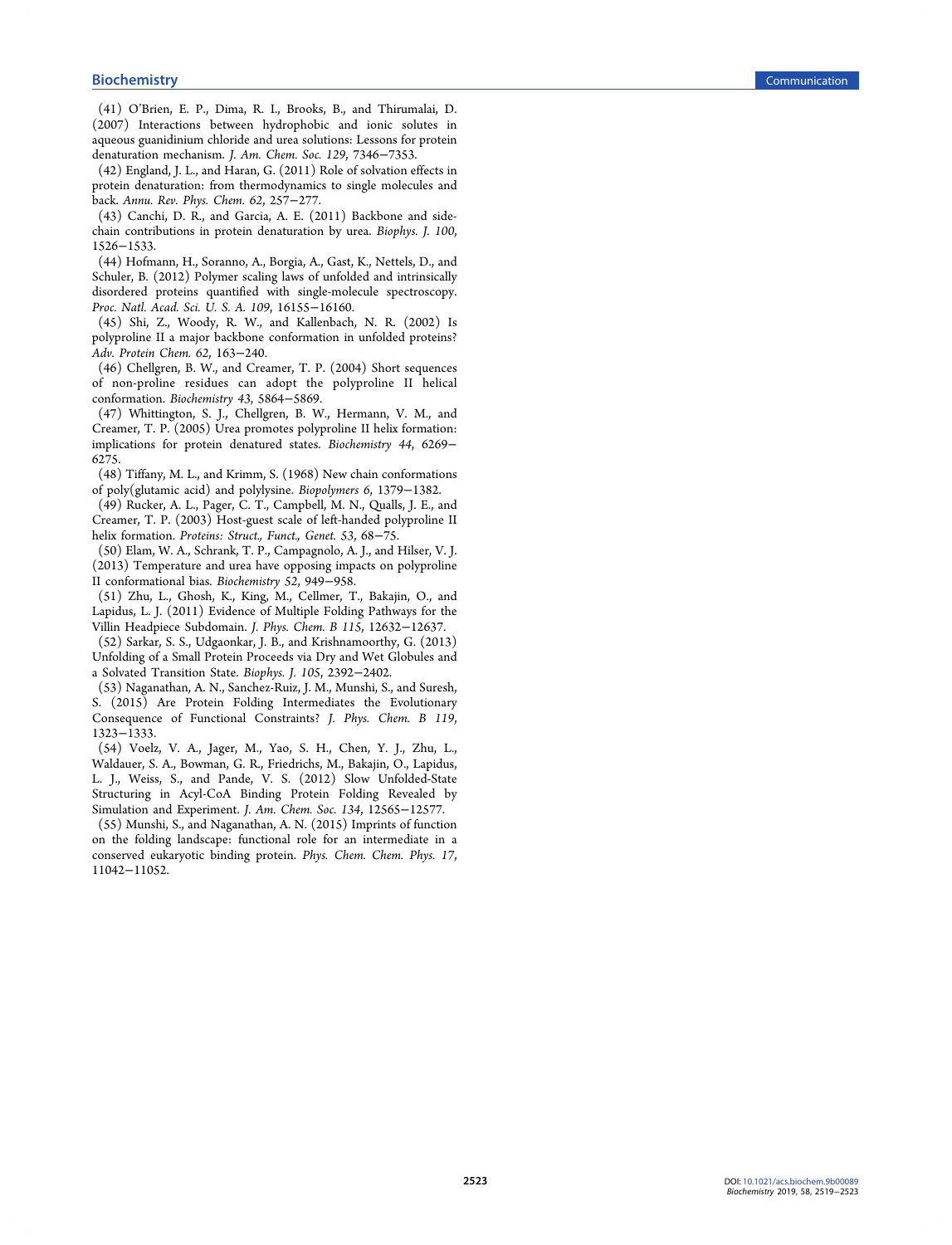(41) O'Brien, E. P., Dima, R. I., Brooks, B., and Thirumalai, D. (2007) Interactions between hydrophobic and ionic solutes in aqueous guanidinium chloride and urea solutions: Lessons for protein denaturation mechanism. *J. Am. Chem. Soc. 129*, 7346−7353.

(42) England, J. L., and Haran, G. (2011) Role of solvation effects in protein denaturation: from thermodynamics to single molecules and back. *Annu. Rev. Phys. Chem. 62*, 257−277.

(43) Canchi, D. R., and Garcia, A. E. (2011) Backbone and side-chain contributions in protein denaturation by urea. *Biophys. J. 100*, 1526−1533.

(44) Hofmann, H., Soranno, A., Borgia, A., Gast, K., Nettels, D., and Schuler, B. (2012) Polymer scaling laws of unfolded and intrinsically disordered proteins quantified with single-molecule spectroscopy. *Proc. Natl. Acad. Sci. U. S. A. 109*, 16155−16160.

(45) Shi, Z., Woody, R. W., and Kallenbach, N. R. (2002) Is polyproline II a major backbone conformation in unfolded proteins? *Adv. Protein Chem. 62*, 163−240.

(46) Chellgren, B. W., and Creamer, T. P. (2004) Short sequences of non-proline residues can adopt the polyproline II helical conformation. *Biochemistry 43*, 5864−5869.

(47) Whittington, S. J., Chellgren, B. W., Hermann, V. M., and Creamer, T. P. (2005) Urea promotes polyproline II helix formation: implications for protein denatured states. *Biochemistry 44*, 6269−6275.

(48) Tiffany, M. L., and Krimm, S. (1968) New chain conformations of poly(glutamic acid) and polylysine. *Biopolymers 6*, 1379−1382.

(49) Rucker, A. L., Pager, C. T., Campbell, M. N., Qualls, J. E., and Creamer, T. P. (2003) Host-guest scale of left-handed polyproline II helix formation. *Proteins: Struct., Funct., Genet. 53*, 68−75.

(50) Elam, W. A., Schrank, T. P., Campagnolo, A. J., and Hilser, V. J. (2013) Temperature and urea have opposing impacts on polyproline II conformational bias. *Biochemistry 52*, 949−958.

(51) Zhu, L., Ghosh, K., King, M., Cellmer, T., Bakajin, O., and Lapidus, L. J. (2011) Evidence of Multiple Folding Pathways for the Villin Headpiece Subdomain. *J. Phys. Chem. B 115*, 12632−12637.

(52) Sarkar, S. S., Udgaonkar, J. B., and Krishnamoorthy, G. (2013) Unfolding of a Small Protein Proceeds via Dry and Wet Globules and a Solvated Transition State. *Biophys. J. 105*, 2392−2402.

(53) Naganathan, A. N., Sanchez-Ruiz, J. M., Munshi, S., and Suresh, S. (2015) Are Protein Folding Intermediates the Evolutionary Consequence of Functional Constraints? *J. Phys. Chem. B 119*, 1323−1333.

(54) Voelz, V. A., Jager, M., Yao, S. H., Chen, Y. J., Zhu, L., Waldauer, S. A., Bowman, G. R., Friedrichs, M., Bakajin, O., Lapidus, L. J., Weiss, S., and Pande, V. S. (2012) Slow Unfolded-State Structuring in Acyl-CoA Binding Protein Folding Revealed by Simulation and Experiment. *J. Am. Chem. Soc. 134*, 12565−12577.

(55) Munshi, S., and Naganathan, A. N. (2015) Imprints of function on the folding landscape: functional role for an intermediate in a conserved eukaryotic binding protein. *Phys. Chem. Chem. Phys. 17*, 11042−11052.